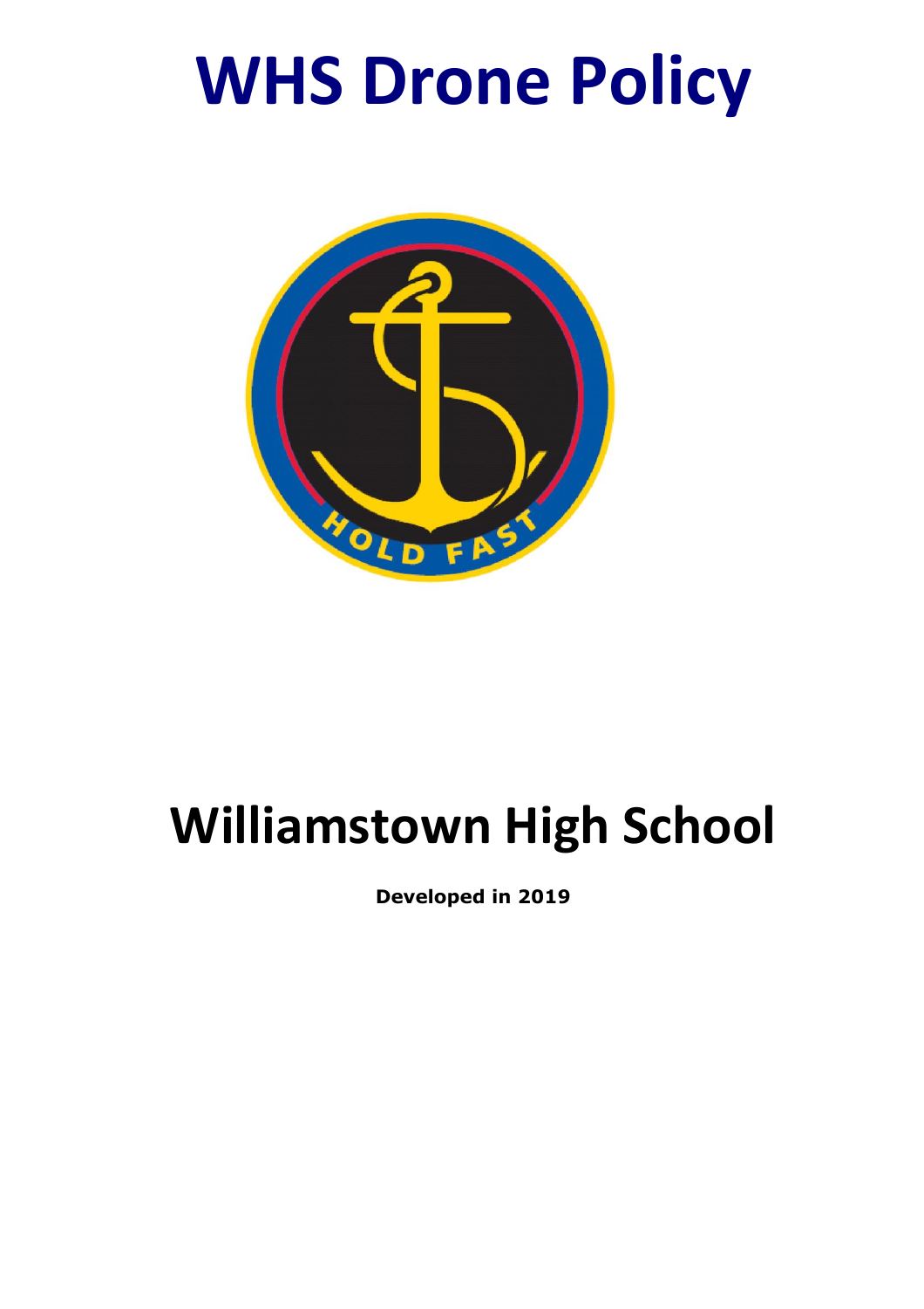# WHS Drone Policy

# Williamstown High School

**Developed in 2019**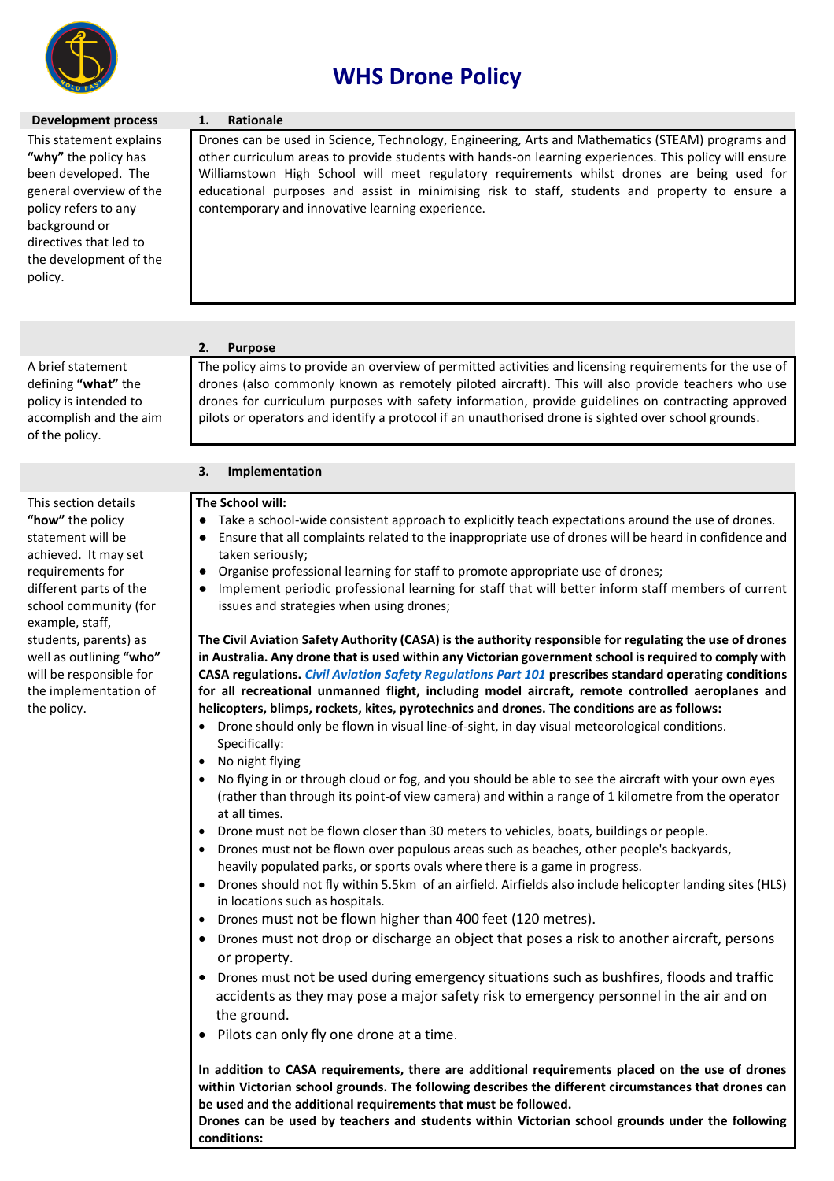# WHS Drone Policy

| Development process | 1. Rationale |
|---|---|
| This statement explains **"why"** the policy has been developed. The general overview of the policy refers to any background or directives that led to the development of the policy. | Drones can be used in Science, Technology, Engineering, Arts and Mathematics (STEAM) programs and other curriculum areas to provide students with hands-on learning experiences. This policy will ensure Williamstown High School will meet regulatory requirements whilst drones are being used for educational purposes and assist in minimising risk to staff, students and property to ensure a contemporary and innovative learning experience. |

## 2. Purpose

*A brief statement defining **"what"** the policy is intended to accomplish and the aim of the policy.*

The policy aims to provide an overview of permitted activities and licensing requirements for the use of drones (also commonly known as remotely piloted aircraft). This will also provide teachers who use drones for curriculum purposes with safety information, provide guidelines on contracting approved pilots or operators and identify a protocol if an unauthorised drone is sighted over school grounds.

## 3. Implementation

*This section details **"how"** the policy statement will be achieved. It may set requirements for different parts of the school community (for example, staff, students, parents) as well as outlining **"who"** will be responsible for the implementation of the policy.*

**The School will:**

- Take a school-wide consistent approach to explicitly teach expectations around the use of drones.
- Ensure that all complaints related to the inappropriate use of drones will be heard in confidence and taken seriously;
- Organise professional learning for staff to promote appropriate use of drones;
- Implement periodic professional learning for staff that will better inform staff members of current issues and strategies when using drones;

**The Civil Aviation Safety Authority (CASA) is the authority responsible for regulating the use of drones in Australia. Any drone that is used within any Victorian government school is required to comply with CASA regulations. *Civil Aviation Safety Regulations Part 101* prescribes standard operating conditions for all recreational unmanned flight, including model aircraft, remote controlled aeroplanes and helicopters, blimps, rockets, kites, pyrotechnics and drones. The conditions are as follows:**

- Drone should only be flown in visual line-of-sight, in day visual meteorological conditions. Specifically:
- No night flying
- No flying in or through cloud or fog, and you should be able to see the aircraft with your own eyes (rather than through its point-of view camera) and within a range of 1 kilometre from the operator at all times.
- Drone must not be flown closer than 30 meters to vehicles, boats, buildings or people.
- Drones must not be flown over populous areas such as beaches, other people's backyards, heavily populated parks, or sports ovals where there is a game in progress.
- Drones should not fly within 5.5km of an airfield. Airfields also include helicopter landing sites (HLS) in locations such as hospitals.
- Drones must not be flown higher than 400 feet (120 metres).
- Drones must not drop or discharge an object that poses a risk to another aircraft, persons or property.
- Drones must not be used during emergency situations such as bushfires, floods and traffic accidents as they may pose a major safety risk to emergency personnel in the air and on the ground.
- Pilots can only fly one drone at a time.

**In addition to CASA requirements, there are additional requirements placed on the use of drones within Victorian school grounds. The following describes the different circumstances that drones can be used and the additional requirements that must be followed.**

**Drones can be used by teachers and students within Victorian school grounds under the following conditions:**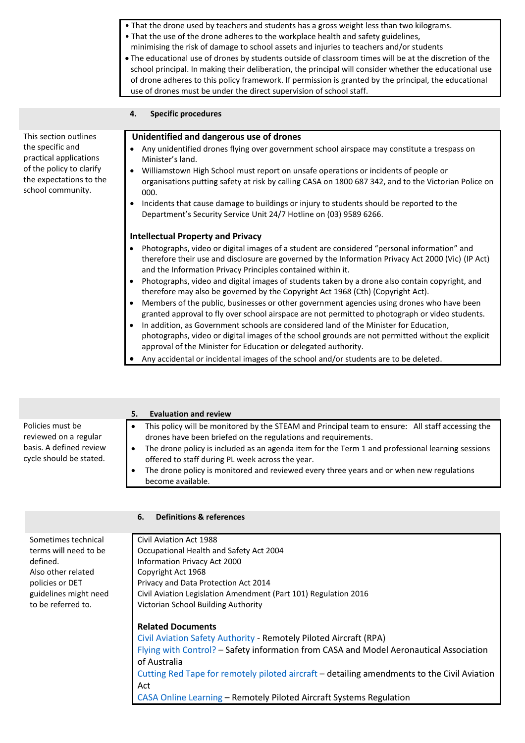- That the drone used by teachers and students has a gross weight less than two kilograms.
- That the use of the drone adheres to the workplace health and safety guidelines, minimising the risk of damage to school assets and injuries to teachers and/or students
- The educational use of drones by students outside of classroom times will be at the discretion of the school principal. In making their deliberation, the principal will consider whether the educational use of drone adheres to this policy framework. If permission is granted by the principal, the educational use of drones must be under the direct supervision of school staff.

## 4. Specific procedures

This section outlines the specific and practical applications of the policy to clarify the expectations to the school community.

### Unidentified and dangerous use of drones

- Any unidentified drones flying over government school airspace may constitute a trespass on Minister's land.
- Williamstown High School must report on unsafe operations or incidents of people or organisations putting safety at risk by calling CASA on 1800 687 342, and to the Victorian Police on 000.
- Incidents that cause damage to buildings or injury to students should be reported to the Department's Security Service Unit 24/7 Hotline on (03) 9589 6266.

### Intellectual Property and Privacy

- Photographs, video or digital images of a student are considered "personal information" and therefore their use and disclosure are governed by the Information Privacy Act 2000 (Vic) (IP Act) and the Information Privacy Principles contained within it.
- Photographs, video and digital images of students taken by a drone also contain copyright, and therefore may also be governed by the Copyright Act 1968 (Cth) (Copyright Act).
- Members of the public, businesses or other government agencies using drones who have been granted approval to fly over school airspace are not permitted to photograph or video students.
- In addition, as Government schools are considered land of the Minister for Education, photographs, video or digital images of the school grounds are not permitted without the explicit approval of the Minister for Education or delegated authority.
- Any accidental or incidental images of the school and/or students are to be deleted.

## 5. Evaluation and review

Policies must be reviewed on a regular basis. A defined review cycle should be stated.

- This policy will be monitored by the STEAM and Principal team to ensure: All staff accessing the drones have been briefed on the regulations and requirements.
- The drone policy is included as an agenda item for the Term 1 and professional learning sessions offered to staff during PL week across the year.
- The drone policy is monitored and reviewed every three years and or when new regulations become available.

## 6. Definitions & references

Sometimes technical terms will need to be defined. Also other related policies or DET guidelines might need to be referred to.

Civil Aviation Act 1988
Occupational Health and Safety Act 2004
Information Privacy Act 2000
Copyright Act 1968
Privacy and Data Protection Act 2014
Civil Aviation Legislation Amendment (Part 101) Regulation 2016
Victorian School Building Authority

### Related Documents

Civil Aviation Safety Authority - Remotely Piloted Aircraft (RPA)
Flying with Control? – Safety information from CASA and Model Aeronautical Association of Australia
Cutting Red Tape for remotely piloted aircraft – detailing amendments to the Civil Aviation Act
CASA Online Learning – Remotely Piloted Aircraft Systems Regulation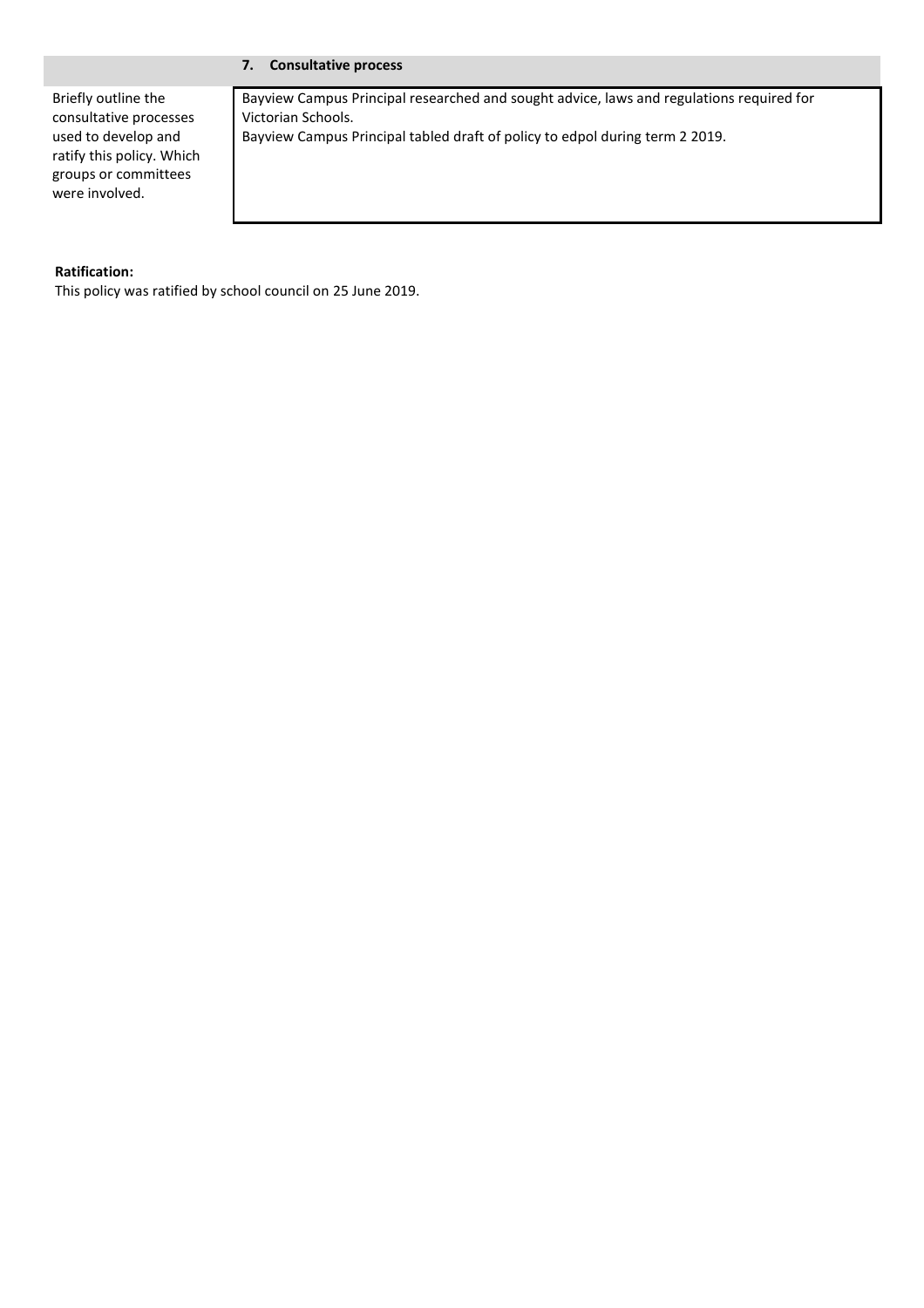| | 7. **Consultative process** |
|---|---|
| Briefly outline the consultative processes used to develop and ratify this policy. Which groups or committees were involved. | Bayview Campus Principal researched and sought advice, laws and regulations required for Victorian Schools.<br>Bayview Campus Principal tabled draft of policy to edpol during term 2 2019. |

**Ratification:**

This policy was ratified by school council on 25 June 2019.